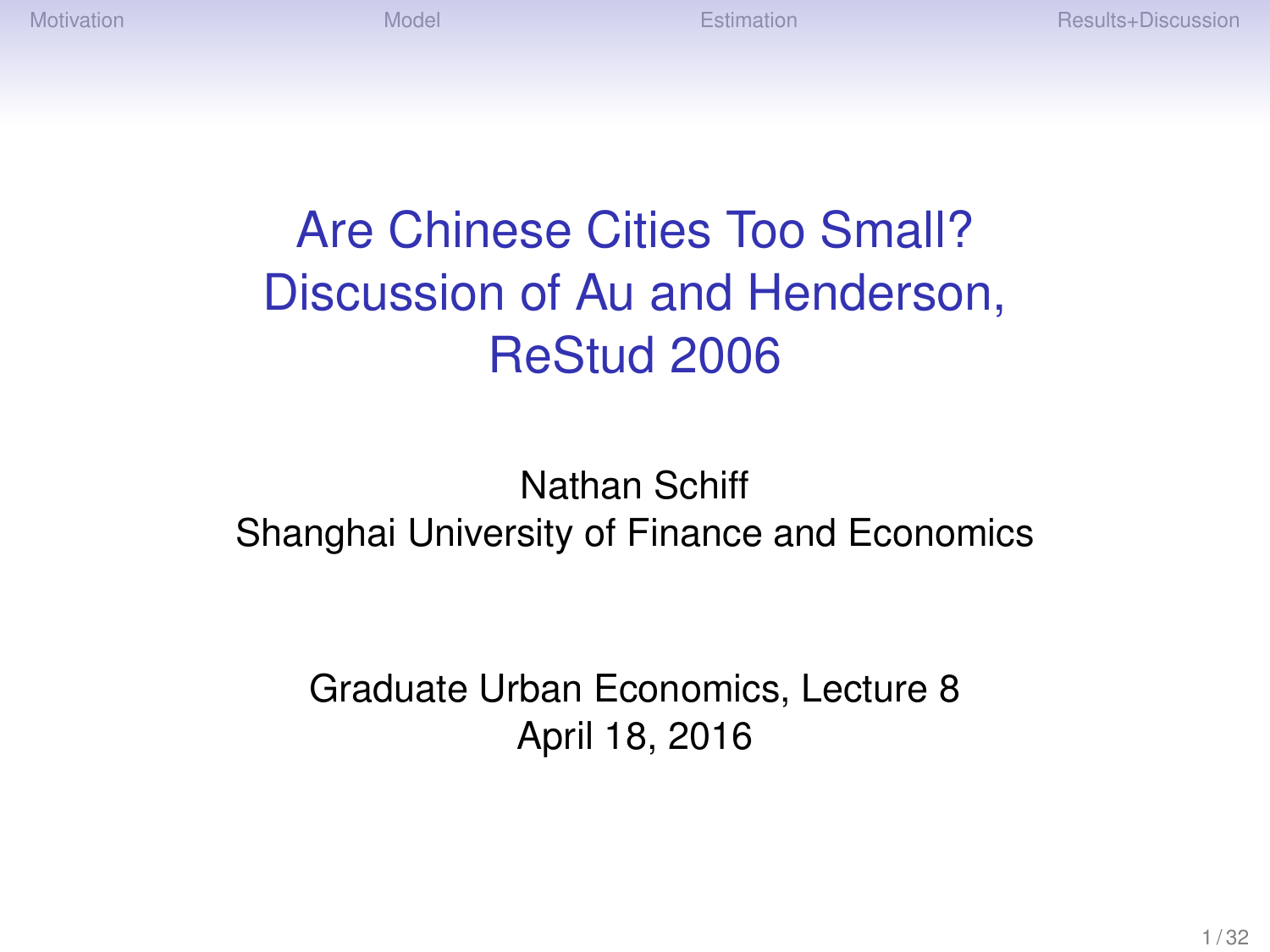# Are Chinese Cities Too Small? Discussion of Au and Henderson, ReStud 2006

Nathan Schiff
Shanghai University of Finance and Economics

Graduate Urban Economics, Lecture 8
April 18, 2016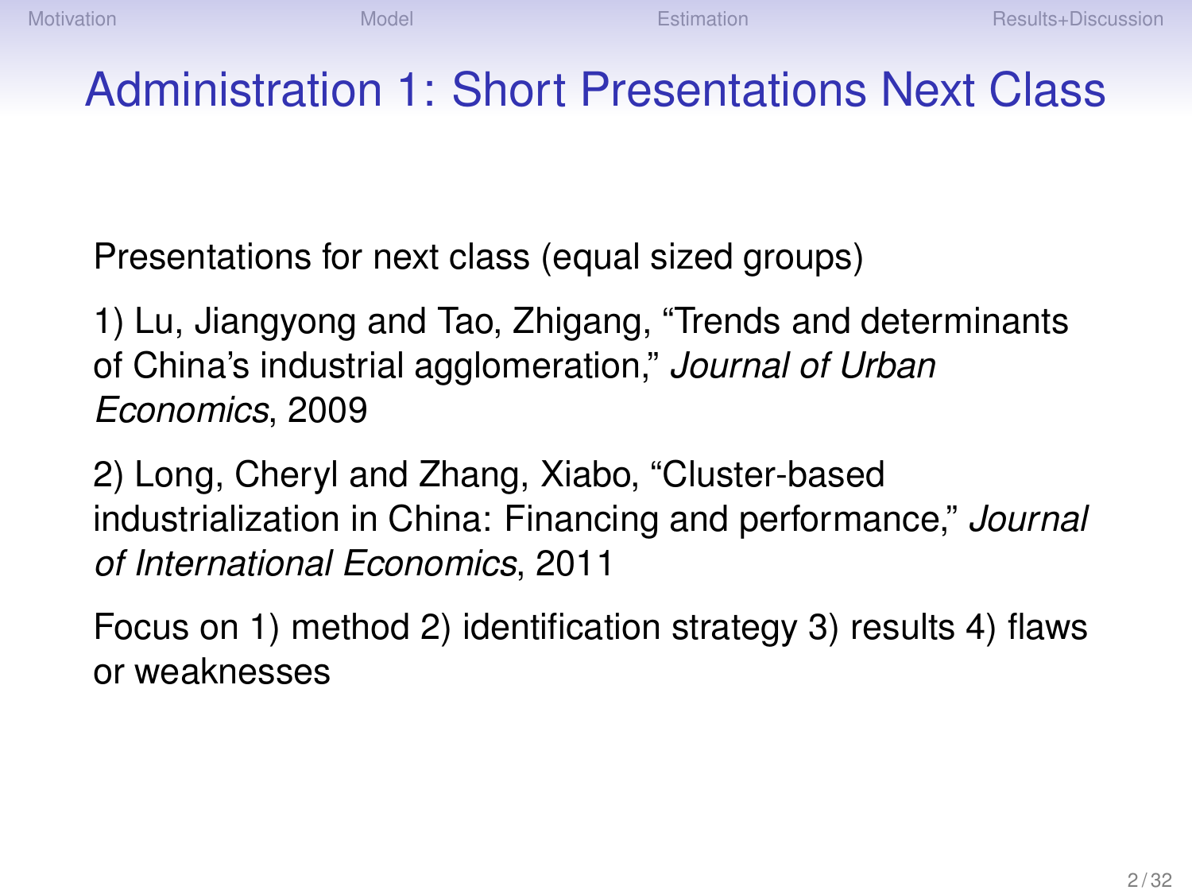# Administration 1: Short Presentations Next Class

Presentations for next class (equal sized groups)

1) Lu, Jiangyong and Tao, Zhigang, "Trends and determinants of China's industrial agglomeration," *Journal of Urban Economics*, 2009

2) Long, Cheryl and Zhang, Xiabo, "Cluster-based industrialization in China: Financing and performance," *Journal of International Economics*, 2011

Focus on 1) method 2) identification strategy 3) results 4) flaws or weaknesses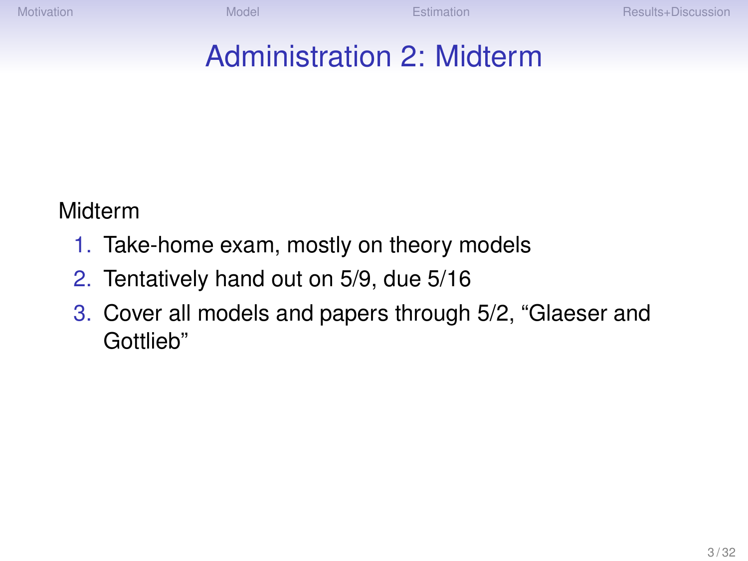# Administration 2: Midterm

Midterm

1. Take-home exam, mostly on theory models
2. Tentatively hand out on 5/9, due 5/16
3. Cover all models and papers through 5/2, "Glaeser and Gottlieb"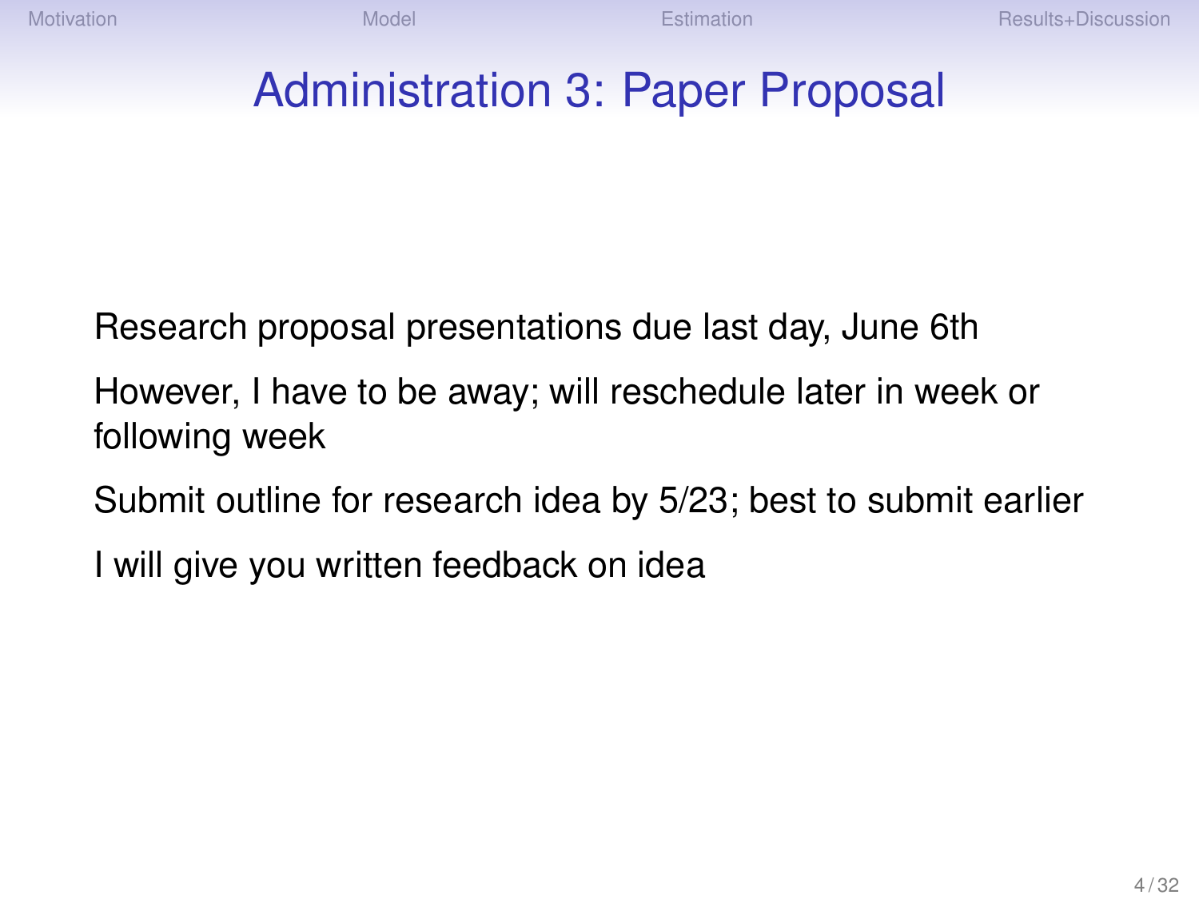# Administration 3: Paper Proposal

Research proposal presentations due last day, June 6th

However, I have to be away; will reschedule later in week or following week

Submit outline for research idea by 5/23; best to submit earlier

I will give you written feedback on idea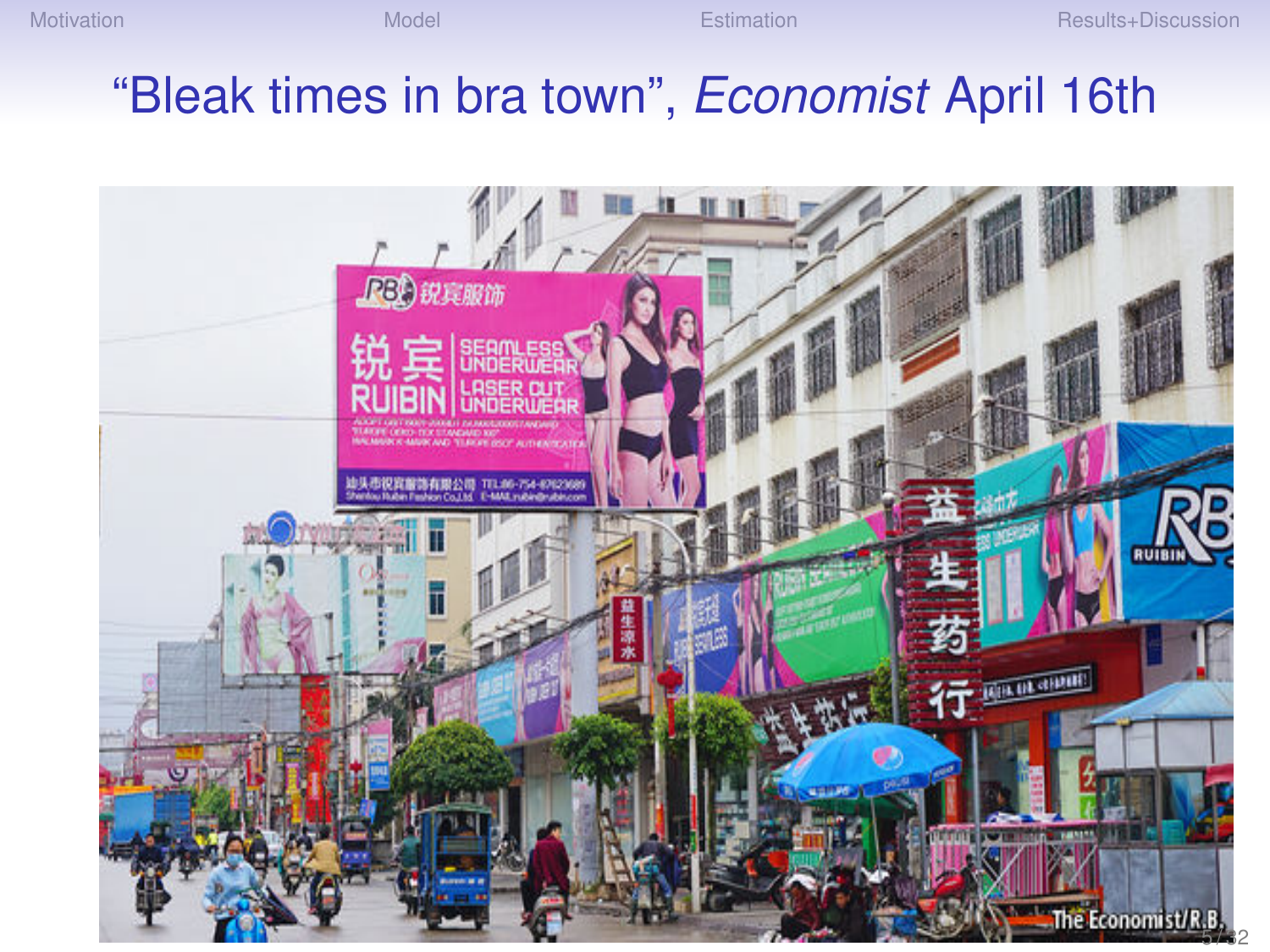# “Bleak times in bra town”, *Economist* April 16th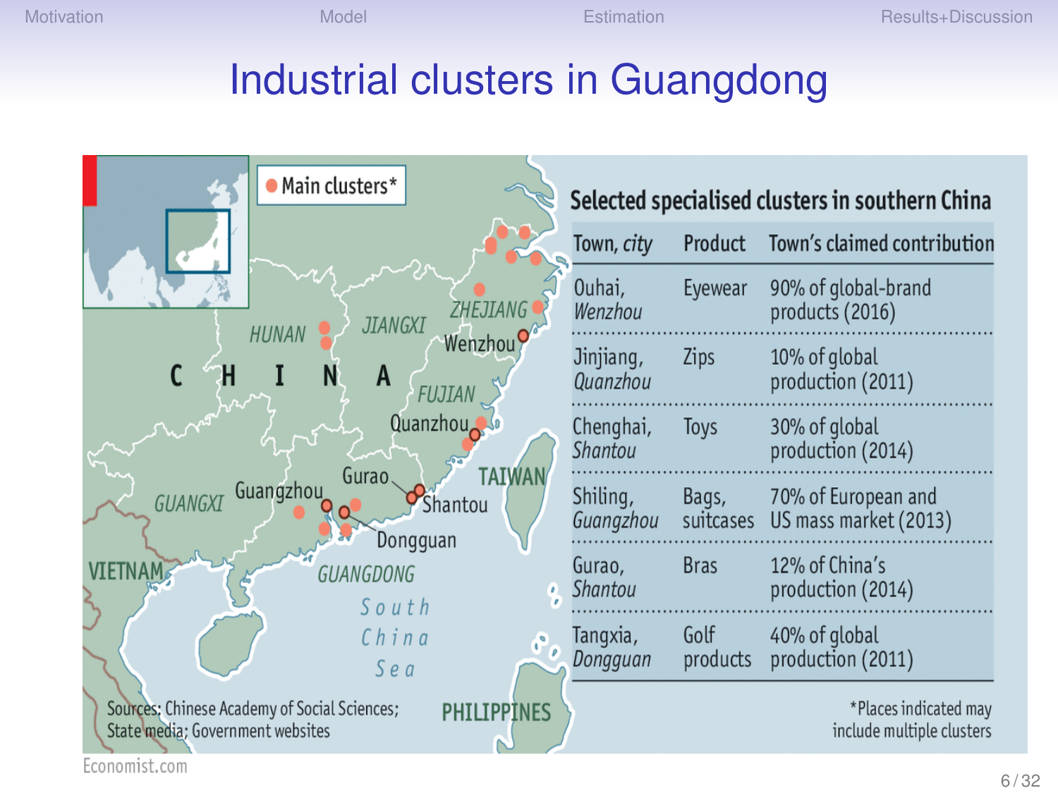# Industrial clusters in Guangdong

**Selected specialised clusters in southern China**

| Town, *city* | Product | Town's claimed contribution |
|---|---|---|
| Ouhai, *Wenzhou* | Eyewear | 90% of global-brand products (2016) |
| Jinjiang, *Quanzhou* | Zips | 10% of global production (2011) |
| Chenghai, *Shantou* | Toys | 30% of global production (2014) |
| Shiling, *Guangzhou* | Bags, suitcases | 70% of European and US mass market (2013) |
| Gurao, *Shantou* | Bras | 12% of China's production (2014) |
| Tangxia, *Dongguan* | Golf products | 40% of global production (2011) |

Main clusters*

*Places indicated may include multiple clusters

Sources: Chinese Academy of Social Sciences; State media; Government websites

Economist.com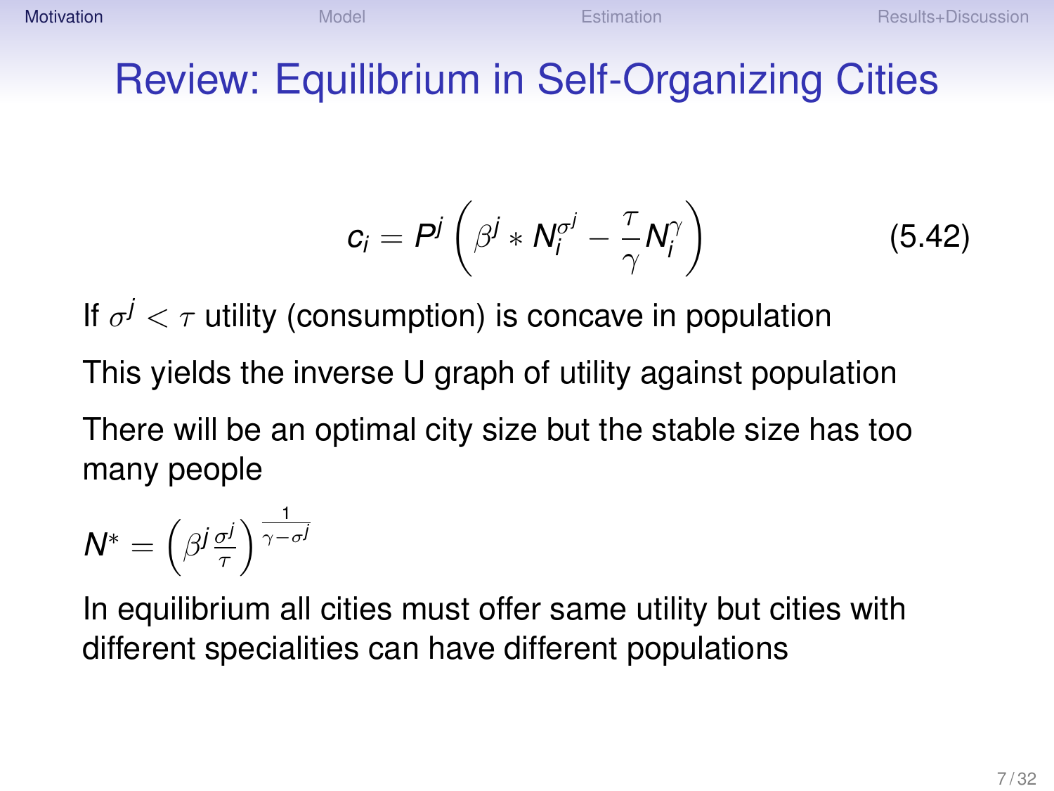# Review: Equilibrium in Self-Organizing Cities

$$c_i = P^j \left( \beta^j * N_i^{\sigma^j} - \frac{\tau}{\gamma} N_i^{\gamma} \right) \tag{5.42}$$

If $\sigma^j < \tau$ utility (consumption) is concave in population

This yields the inverse U graph of utility against population

There will be an optimal city size but the stable size has too many people

$N^* = \left( \beta^j \frac{\sigma^j}{\tau} \right)^{\frac{1}{\gamma - \sigma^j}}$

In equilibrium all cities must offer same utility but cities with different specialities can have different populations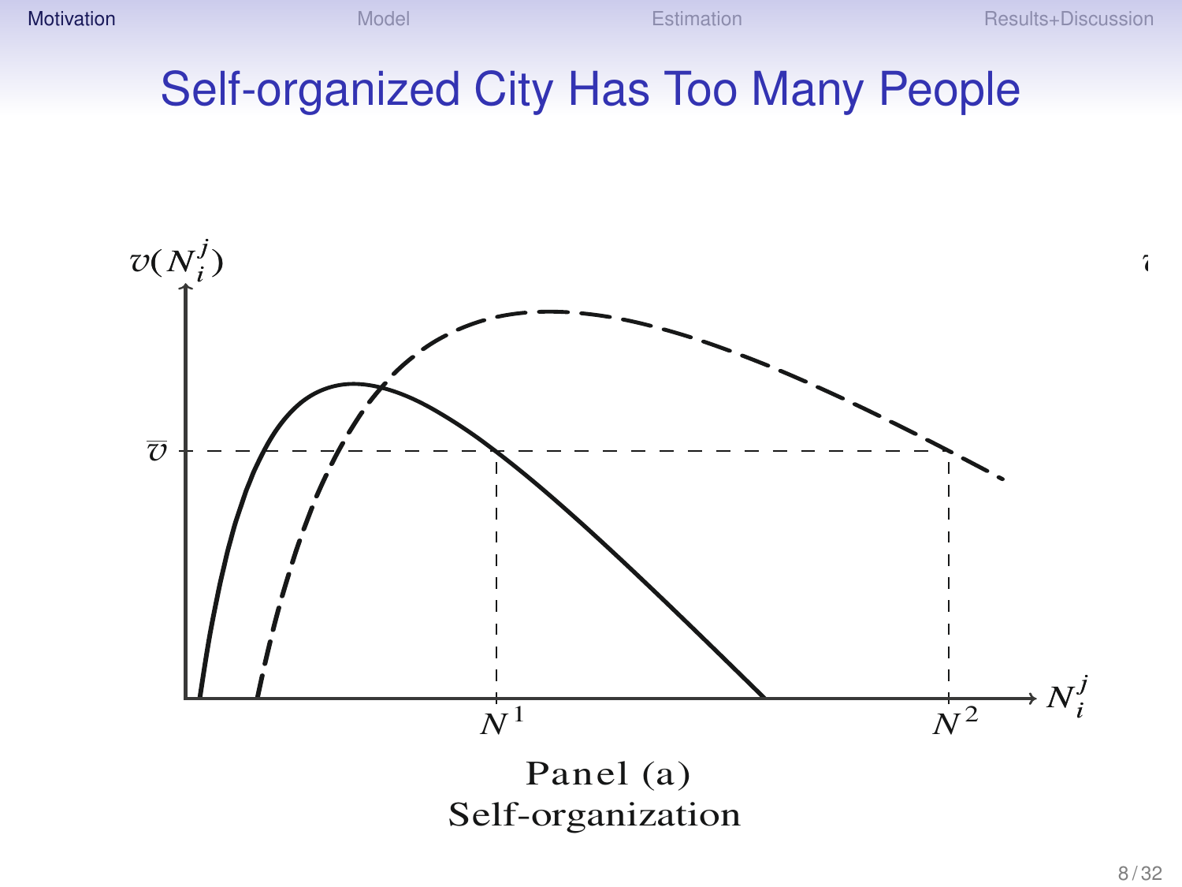# Self-organized City Has Too Many People

$v(N_i^j)$

$\overline{v}$

$N^1$

$N^2$

$N_i^j$

Panel (a)
Self-organization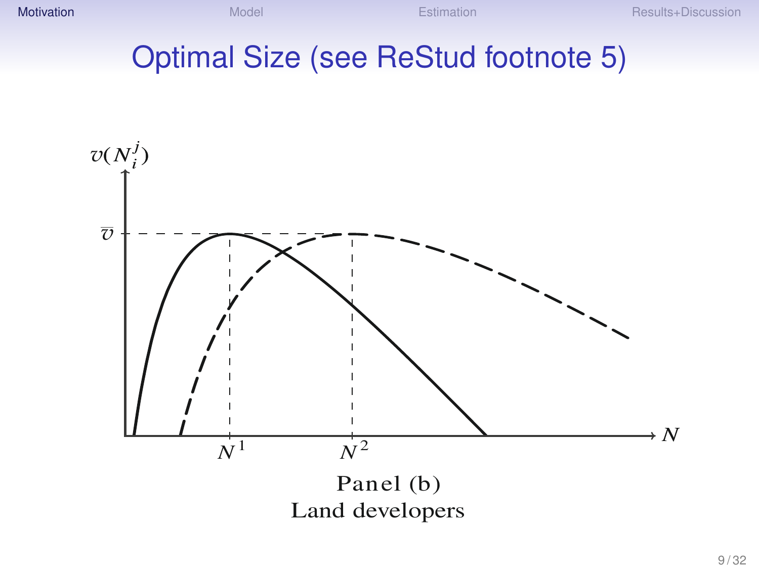# Optimal Size (see ReStud footnote 5)

$v(N_i^j)$

$\overline{v}$

$N$

$N^1$ $N^2$

Panel (b)
Land developers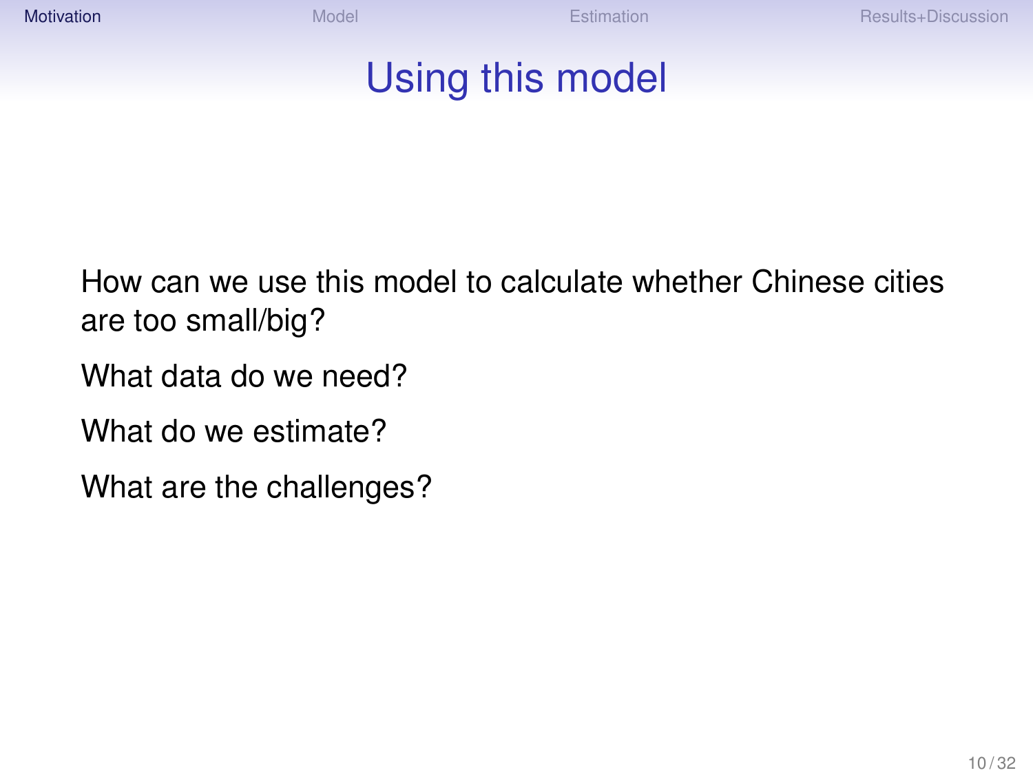# Using this model

How can we use this model to calculate whether Chinese cities are too small/big?

What data do we need?

What do we estimate?

What are the challenges?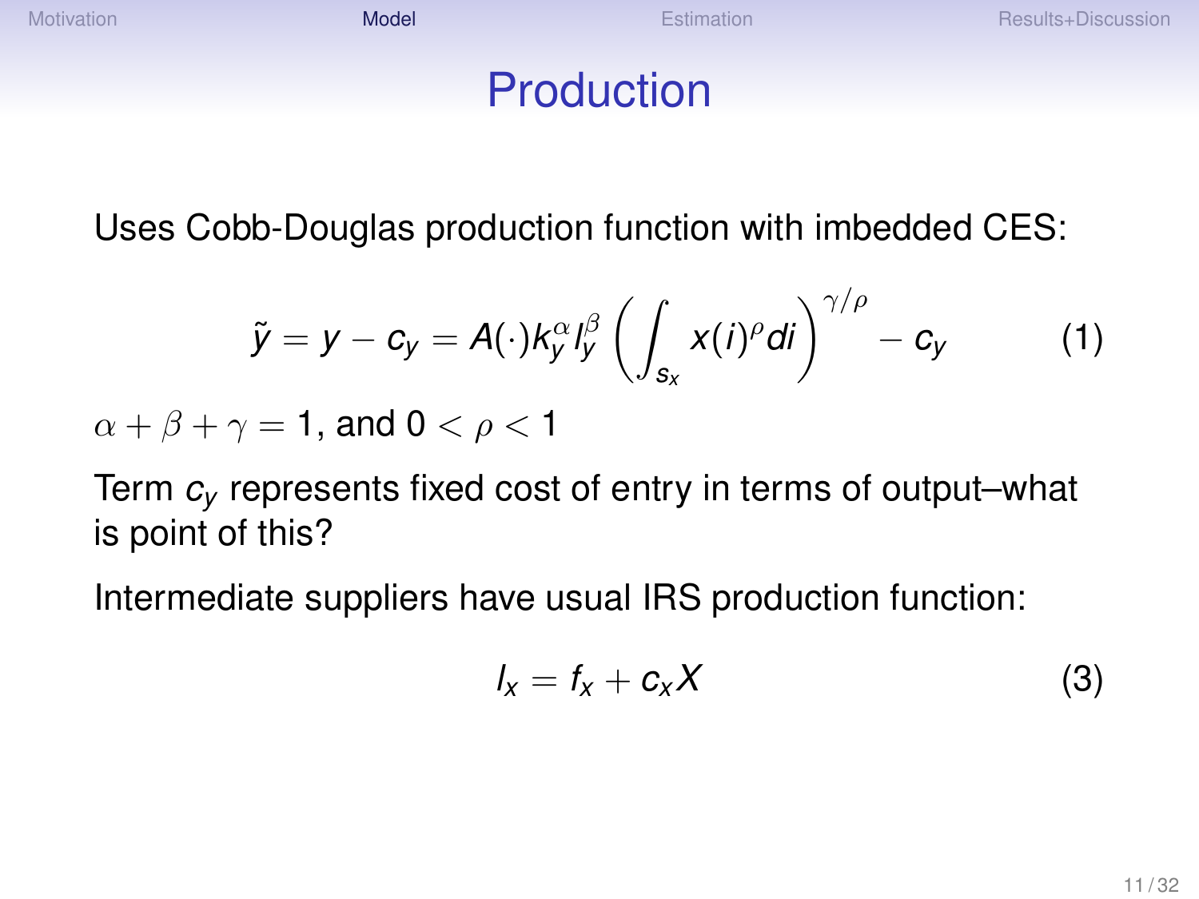# Production

Uses Cobb-Douglas production function with imbedded CES:

$$\tilde{y} = y - c_y = A(\cdot) k_y^{\alpha} l_y^{\beta} \left( \int_{s_x} x(i)^{\rho} di \right)^{\gamma/\rho} - c_y \tag{1}$$

$\alpha + \beta + \gamma = 1$, and $0 < \rho < 1$

Term $c_y$ represents fixed cost of entry in terms of output–what is point of this?

Intermediate suppliers have usual IRS production function:

$$l_x = f_x + c_x X \tag{3}$$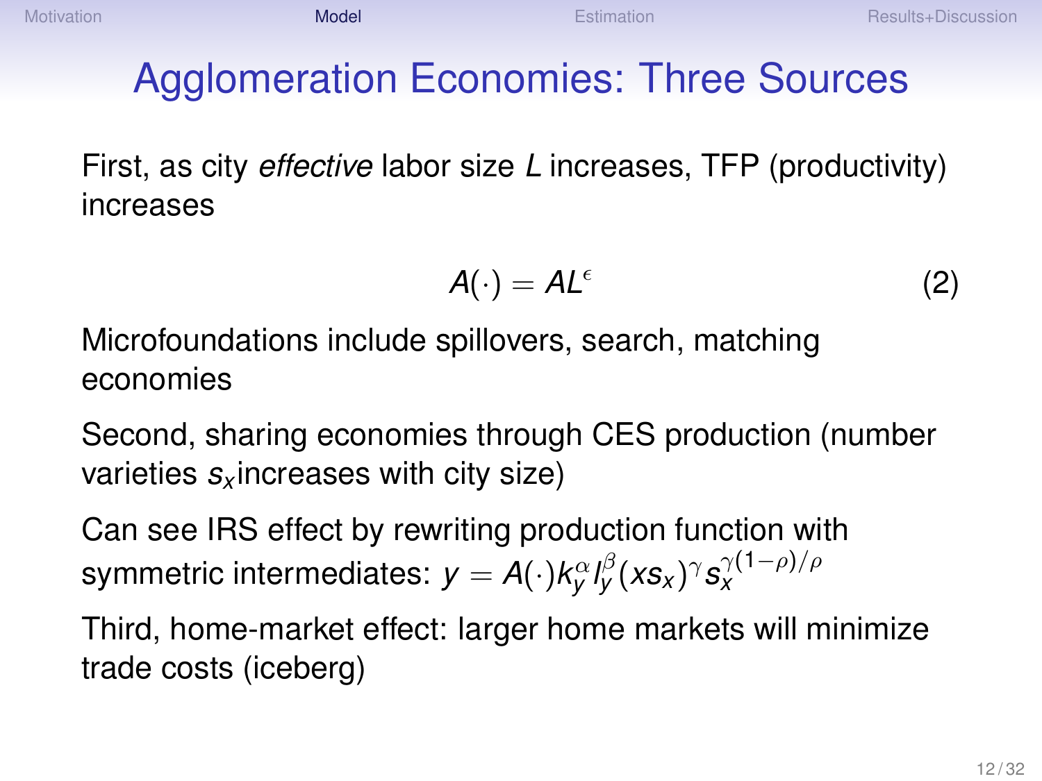# Agglomeration Economies: Three Sources

First, as city *effective* labor size $L$ increases, TFP (productivity) increases

$$A(\cdot) = AL^{\epsilon} \tag{2}$$

Microfoundations include spillovers, search, matching economies

Second, sharing economies through CES production (number varieties $s_x$ increases with city size)

Can see IRS effect by rewriting production function with symmetric intermediates: $y = A(\cdot) k_y^{\alpha} l_y^{\beta} (x s_x)^{\gamma} s_x^{\gamma(1-\rho)/\rho}$

Third, home-market effect: larger home markets will minimize trade costs (iceberg)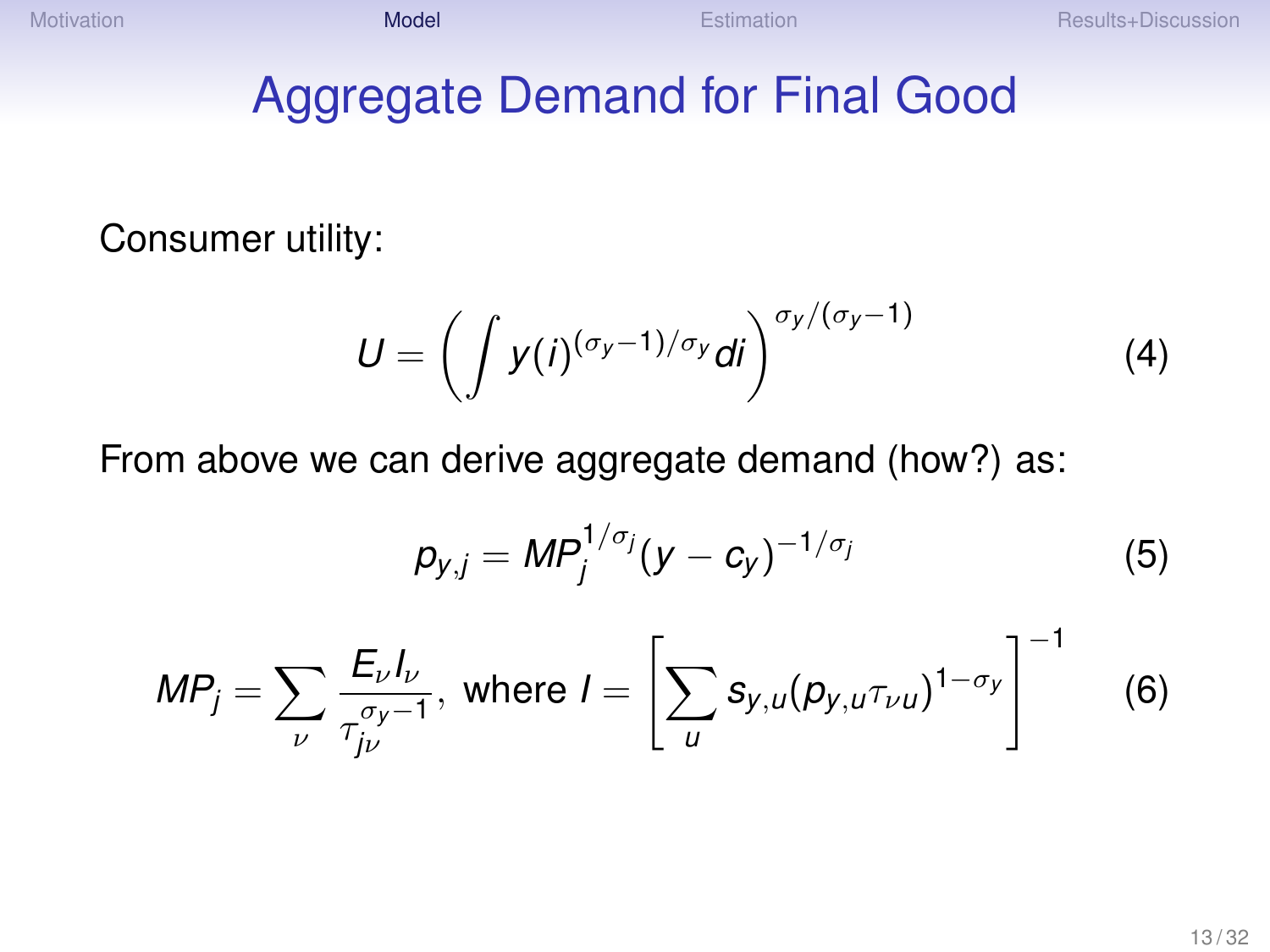# Aggregate Demand for Final Good

Consumer utility:

$$U = \left( \int y(i)^{(\sigma_y - 1)/\sigma_y} di \right)^{\sigma_y/(\sigma_y - 1)} \tag{4}$$

From above we can derive aggregate demand (how?) as:

$$p_{y,j} = MP_j^{1/\sigma_j} (y - c_y)^{-1/\sigma_j} \tag{5}$$

$$MP_j = \sum_{\nu} \frac{E_\nu I_\nu}{\tau_{j\nu}^{\sigma_y - 1}}, \text{ where } I = \left[ \sum_u s_{y,u} (p_{y,u} \tau_{\nu u})^{1-\sigma_y} \right]^{-1} \tag{6}$$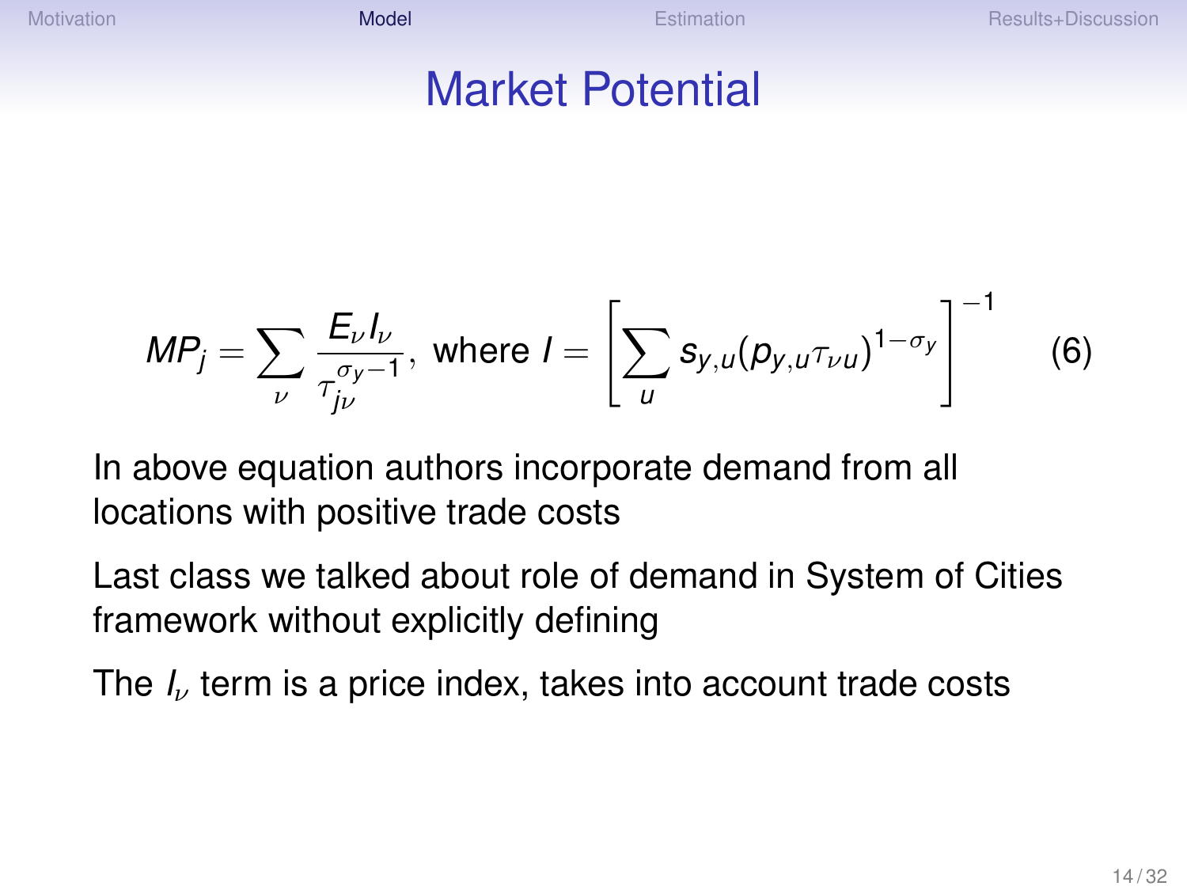# Market Potential

$$MP_j = \sum_{\nu} \frac{E_\nu I_\nu}{\tau_{j\nu}^{\sigma_y - 1}}, \text{ where } I = \left[ \sum_u s_{y,u} (p_{y,u} \tau_{\nu u})^{1-\sigma_y} \right]^{-1} \quad (6)$$

In above equation authors incorporate demand from all locations with positive trade costs

Last class we talked about role of demand in System of Cities framework without explicitly defining

The $I_\nu$ term is a price index, takes into account trade costs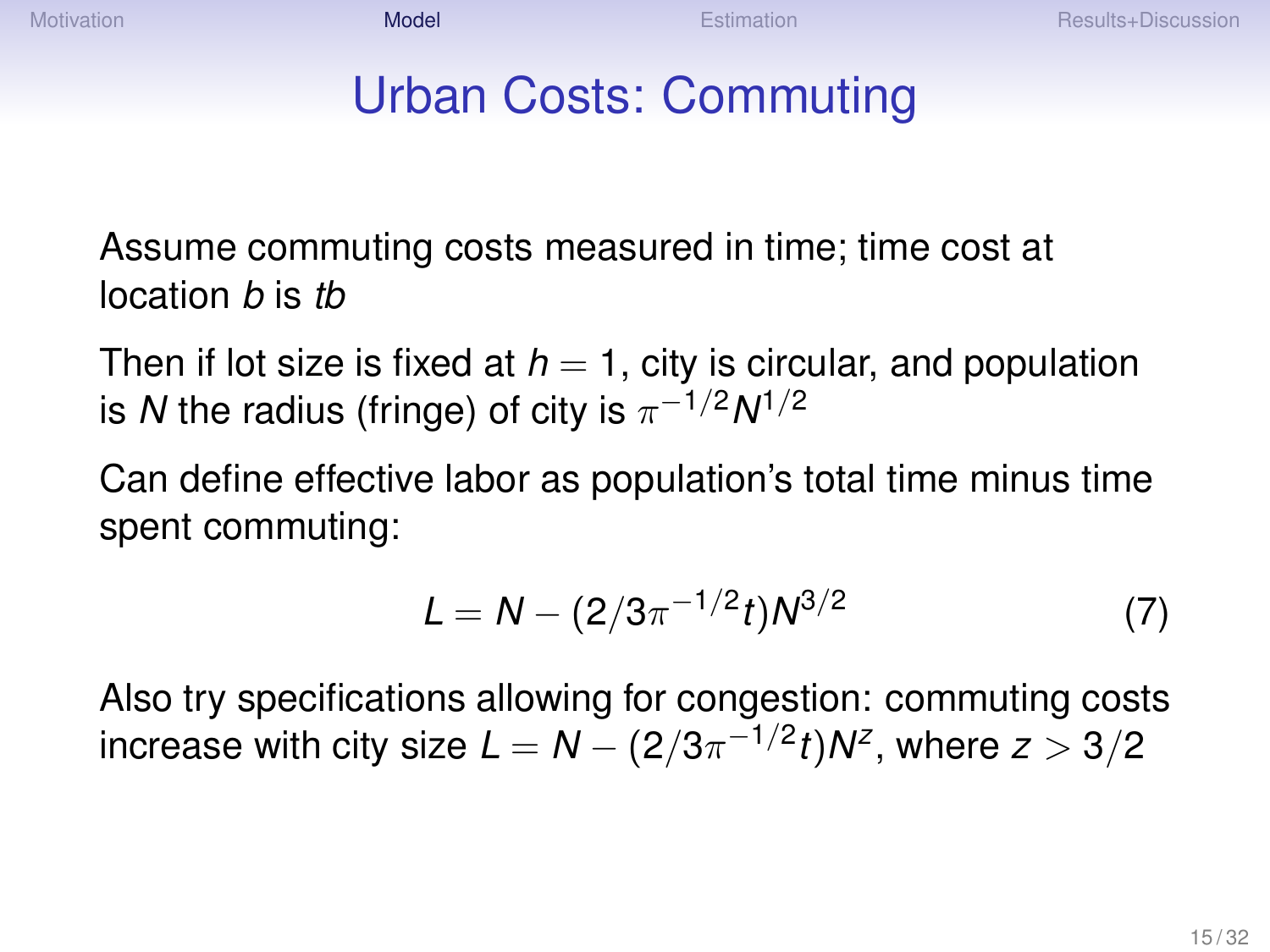# Urban Costs: Commuting

Assume commuting costs measured in time; time cost at location $b$ is $tb$

Then if lot size is fixed at $h = 1$, city is circular, and population is $N$ the radius (fringe) of city is $\pi^{-1/2}N^{1/2}$

Can define effective labor as population's total time minus time spent commuting:

$$L = N - (2/3\pi^{-1/2}t)N^{3/2} \tag{7}$$

Also try specifications allowing for congestion: commuting costs increase with city size $L = N - (2/3\pi^{-1/2}t)N^{z}$, where $z > 3/2$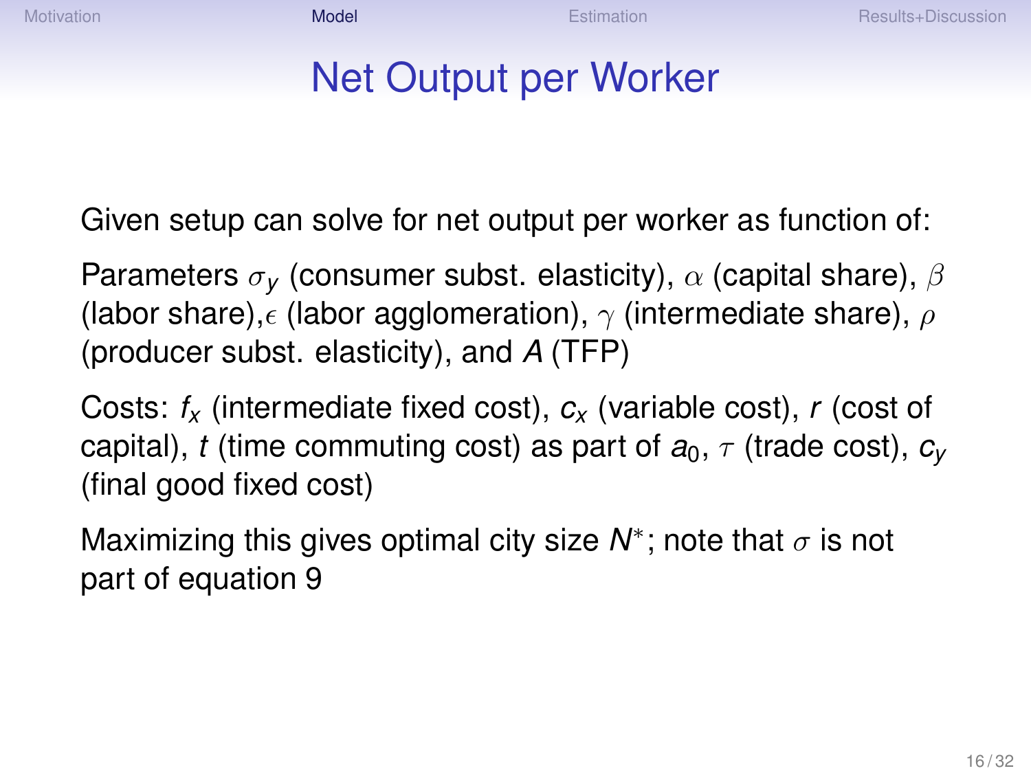# Net Output per Worker

Given setup can solve for net output per worker as function of:

Parameters $\sigma_y$ (consumer subst. elasticity), $\alpha$ (capital share), $\beta$ (labor share),$\epsilon$ (labor agglomeration), $\gamma$ (intermediate share), $\rho$ (producer subst. elasticity), and $A$ (TFP)

Costs: $f_x$ (intermediate fixed cost), $c_x$ (variable cost), $r$ (cost of capital), $t$ (time commuting cost) as part of $a_0$, $\tau$ (trade cost), $c_y$ (final good fixed cost)

Maximizing this gives optimal city size $N^*$; note that $\sigma$ is not part of equation 9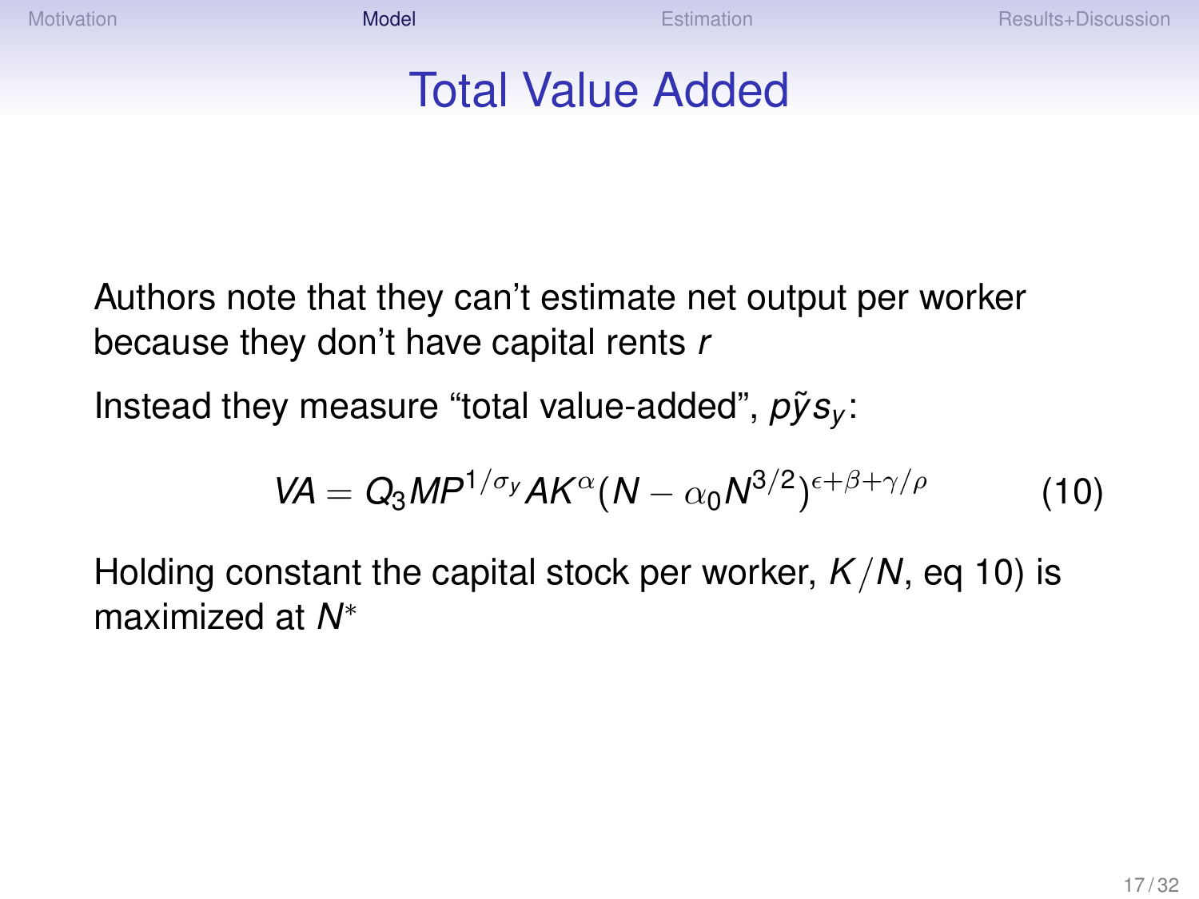# Total Value Added

Authors note that they can't estimate net output per worker because they don't have capital rents $r$

Instead they measure "total value-added", $p\tilde{y}s_y$:

$$VA = Q_3 MP^{1/\sigma_y} AK^{\alpha}(N - \alpha_0 N^{3/2})^{\epsilon+\beta+\gamma/\rho} \tag{10}$$

Holding constant the capital stock per worker, $K/N$, eq 10) is maximized at $N^*$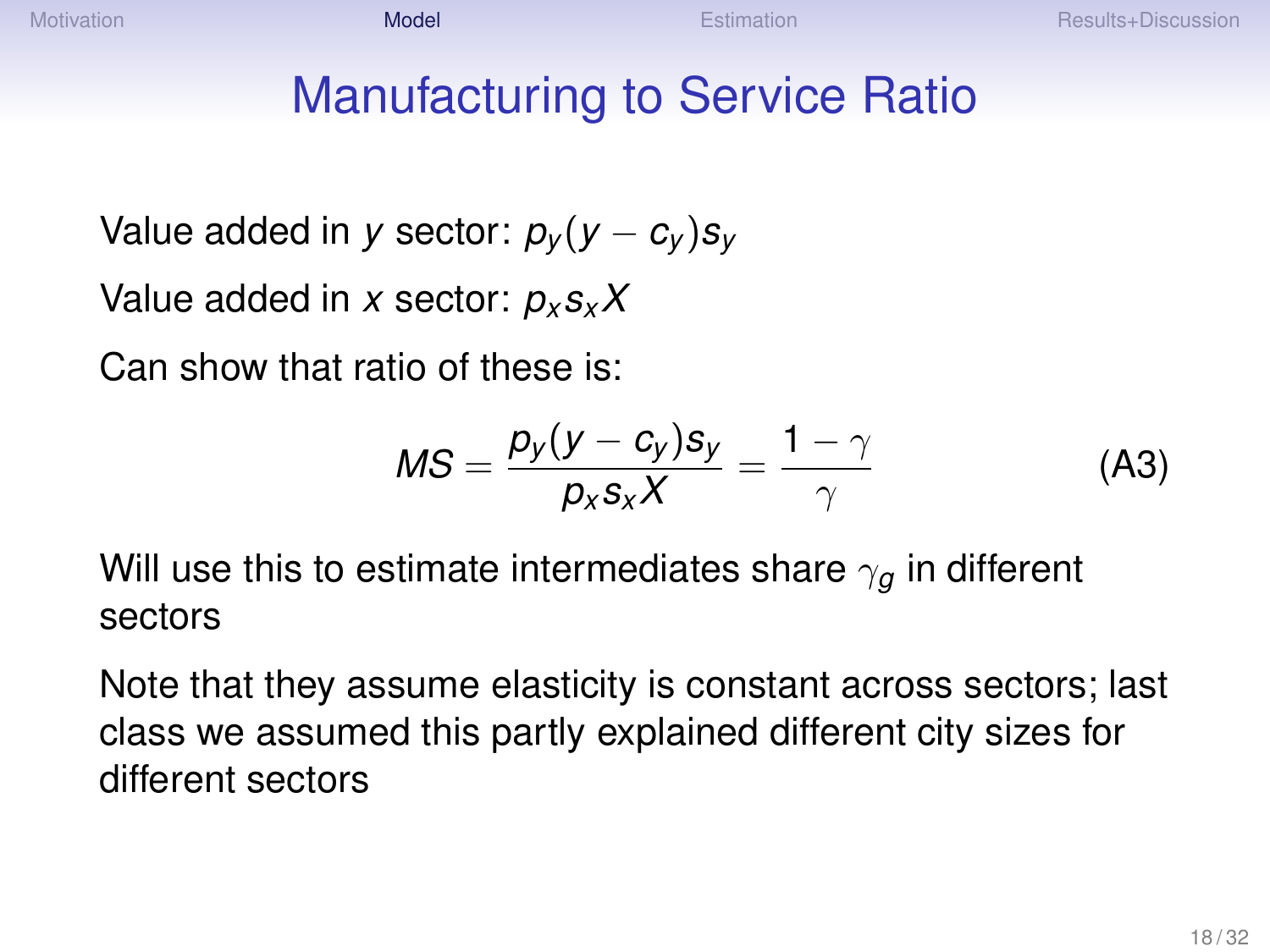# Manufacturing to Service Ratio

Value added in $y$ sector: $p_y(y - c_y)s_y$

Value added in $x$ sector: $p_x s_x X$

Can show that ratio of these is:

$$MS = \frac{p_y(y - c_y)s_y}{p_x s_x X} = \frac{1-\gamma}{\gamma} \tag{A3}$$

Will use this to estimate intermediates share $\gamma_g$ in different sectors

Note that they assume elasticity is constant across sectors; last class we assumed this partly explained different city sizes for different sectors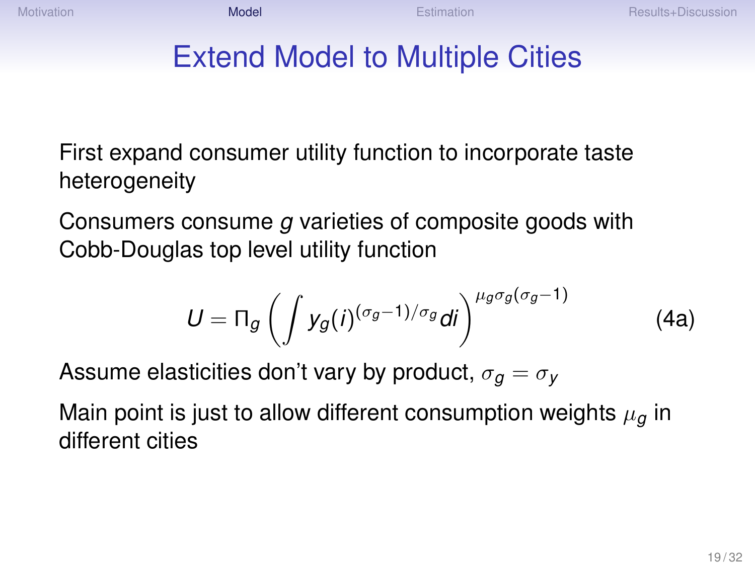# Extend Model to Multiple Cities

First expand consumer utility function to incorporate taste heterogeneity

Consumers consume $g$ varieties of composite goods with Cobb-Douglas top level utility function

$$U = \Pi_g \left( \int y_g(i)^{(\sigma_g - 1)/\sigma_g} di \right)^{\mu_g \sigma_g (\sigma_g - 1)} \tag{4a}$$

Assume elasticities don't vary by product, $\sigma_g = \sigma_y$

Main point is just to allow different consumption weights $\mu_g$ in different cities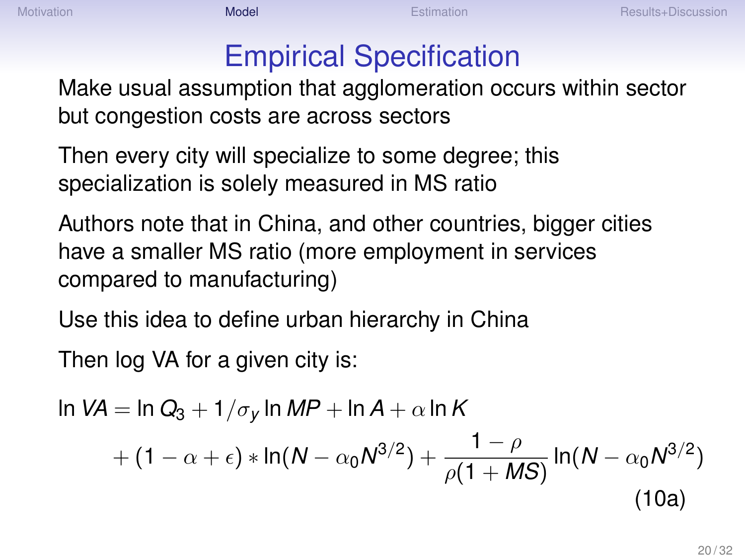# Empirical Specification

Make usual assumption that agglomeration occurs within sector but congestion costs are across sectors

Then every city will specialize to some degree; this specialization is solely measured in MS ratio

Authors note that in China, and other countries, bigger cities have a smaller MS ratio (more employment in services compared to manufacturing)

Use this idea to define urban hierarchy in China

Then log VA for a given city is:

$$
\begin{aligned}
\ln VA = {} & \ln Q_3 + 1/\sigma_y \ln MP + \ln A + \alpha \ln K \\
& + (1 - \alpha + \epsilon) * \ln(N - \alpha_0 N^{3/2}) + \frac{1-\rho}{\rho(1 + MS)} \ln(N - \alpha_0 N^{3/2})
\end{aligned}
\tag{10a}
$$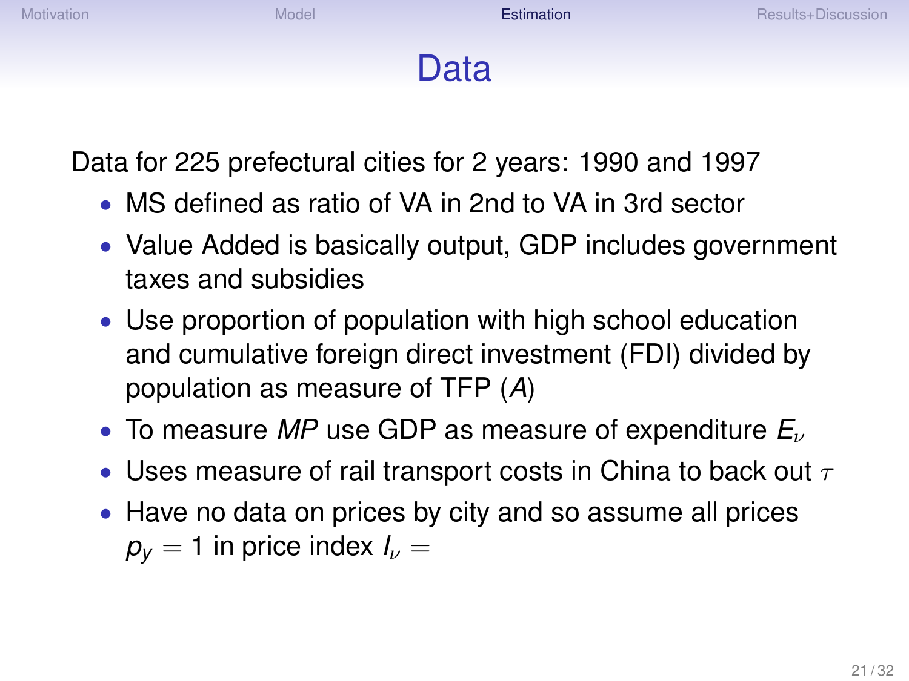# Data

Data for 225 prefectural cities for 2 years: 1990 and 1997

- MS defined as ratio of VA in 2nd to VA in 3rd sector
- Value Added is basically output, GDP includes government taxes and subsidies
- Use proportion of population with high school education and cumulative foreign direct investment (FDI) divided by population as measure of TFP ($A$)
- To measure $MP$ use GDP as measure of expenditure $E_{\nu}$
- Uses measure of rail transport costs in China to back out $\tau$
- Have no data on prices by city and so assume all prices $p_y = 1$ in price index $I_{\nu} =$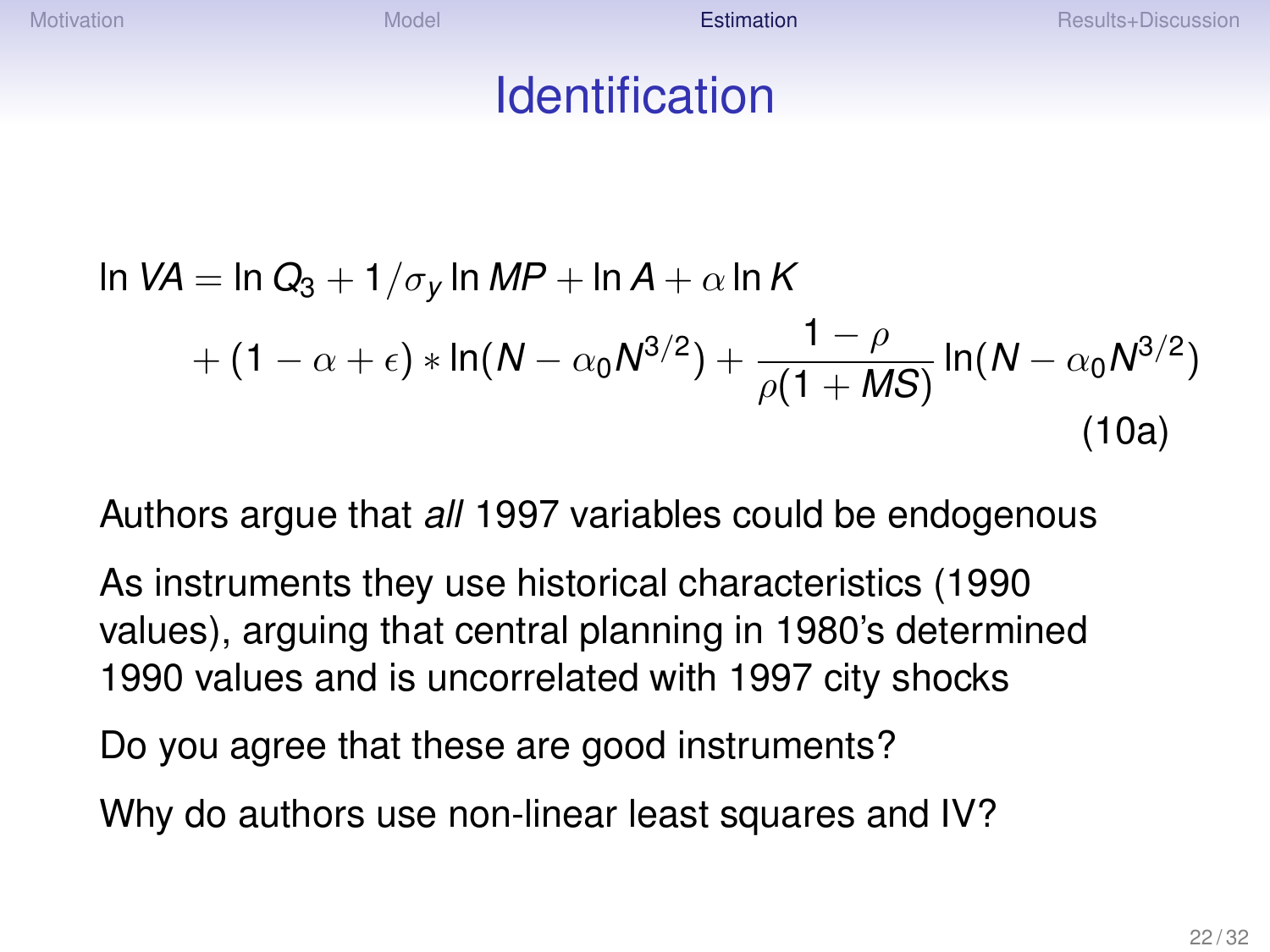# Identification

$$\ln VA = \ln Q_3 + 1/\sigma_y \ln MP + \ln A + \alpha \ln K + (1 - \alpha + \epsilon) * \ln(N - \alpha_0 N^{3/2}) + \frac{1-\rho}{\rho(1+MS)} \ln(N - \alpha_0 N^{3/2}) \tag{10a}$$

Authors argue that *all* 1997 variables could be endogenous

As instruments they use historical characteristics (1990 values), arguing that central planning in 1980's determined 1990 values and is uncorrelated with 1997 city shocks

Do you agree that these are good instruments?

Why do authors use non-linear least squares and IV?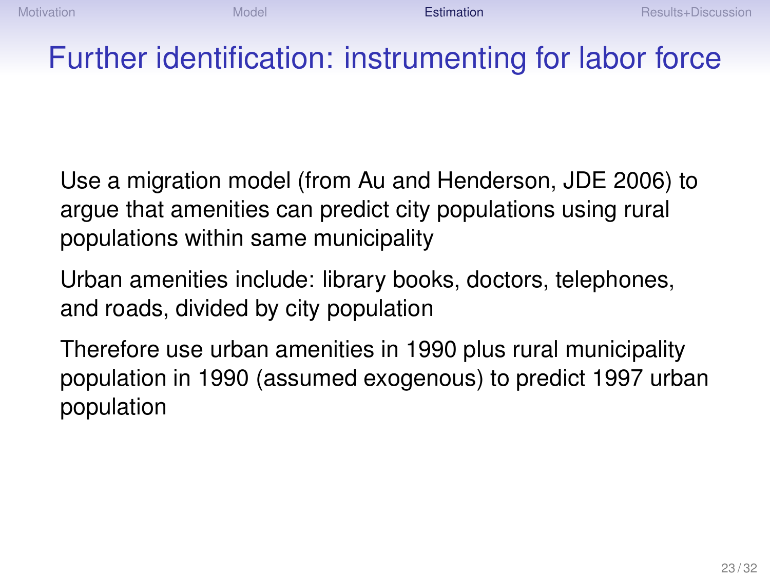# Further identification: instrumenting for labor force

Use a migration model (from Au and Henderson, JDE 2006) to argue that amenities can predict city populations using rural populations within same municipality

Urban amenities include: library books, doctors, telephones, and roads, divided by city population

Therefore use urban amenities in 1990 plus rural municipality population in 1990 (assumed exogenous) to predict 1997 urban population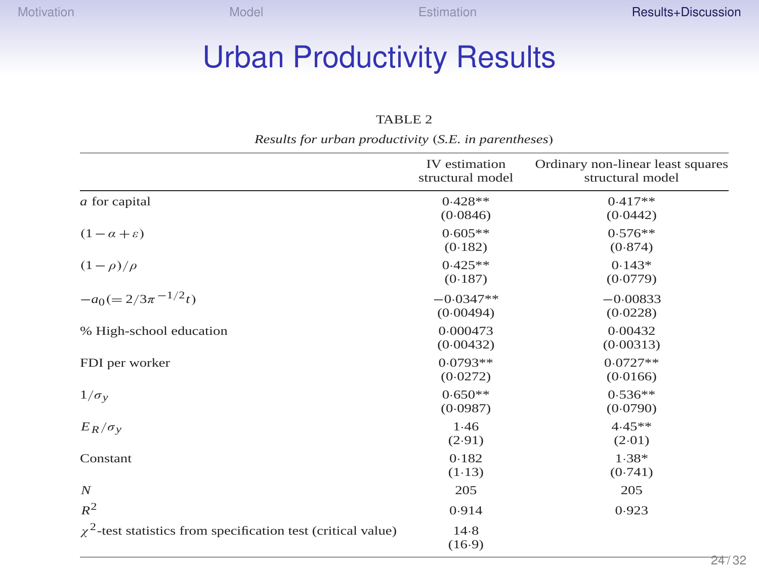# Urban Productivity Results

TABLE 2

*Results for urban productivity (S.E. in parentheses)*

| | IV estimation structural model | Ordinary non-linear least squares structural model |
|---|---|---|
| $a$ for capital | 0·428** (0·0846) | 0·417** (0·0442) |
| $(1-\alpha+\varepsilon)$ | 0·605** (0·182) | 0·576** (0·874) |
| $(1-\rho)/\rho$ | 0·425** (0·187) | 0·143* (0·0779) |
| $-a_0 (= 2/3\pi^{-1/2}t)$ | −0·0347** (0·00494) | −0·00833 (0·0228) |
| % High-school education | 0·000473 (0·00432) | 0·00432 (0·00313) |
| FDI per worker | 0·0793** (0·0272) | 0·0727** (0·0166) |
| $1/\sigma_y$ | 0·650** (0·0987) | 0·536** (0·0790) |
| $E_R/\sigma_y$ | 1·46 (2·91) | 4·45** (2·01) |
| Constant | 0·182 (1·13) | 1·38* (0·741) |
| $N$ | 205 | 205 |
| $R^2$ | 0·914 | 0·923 |
| $\chi^2$-test statistics from specification test (critical value) | 14·8 (16·9) | |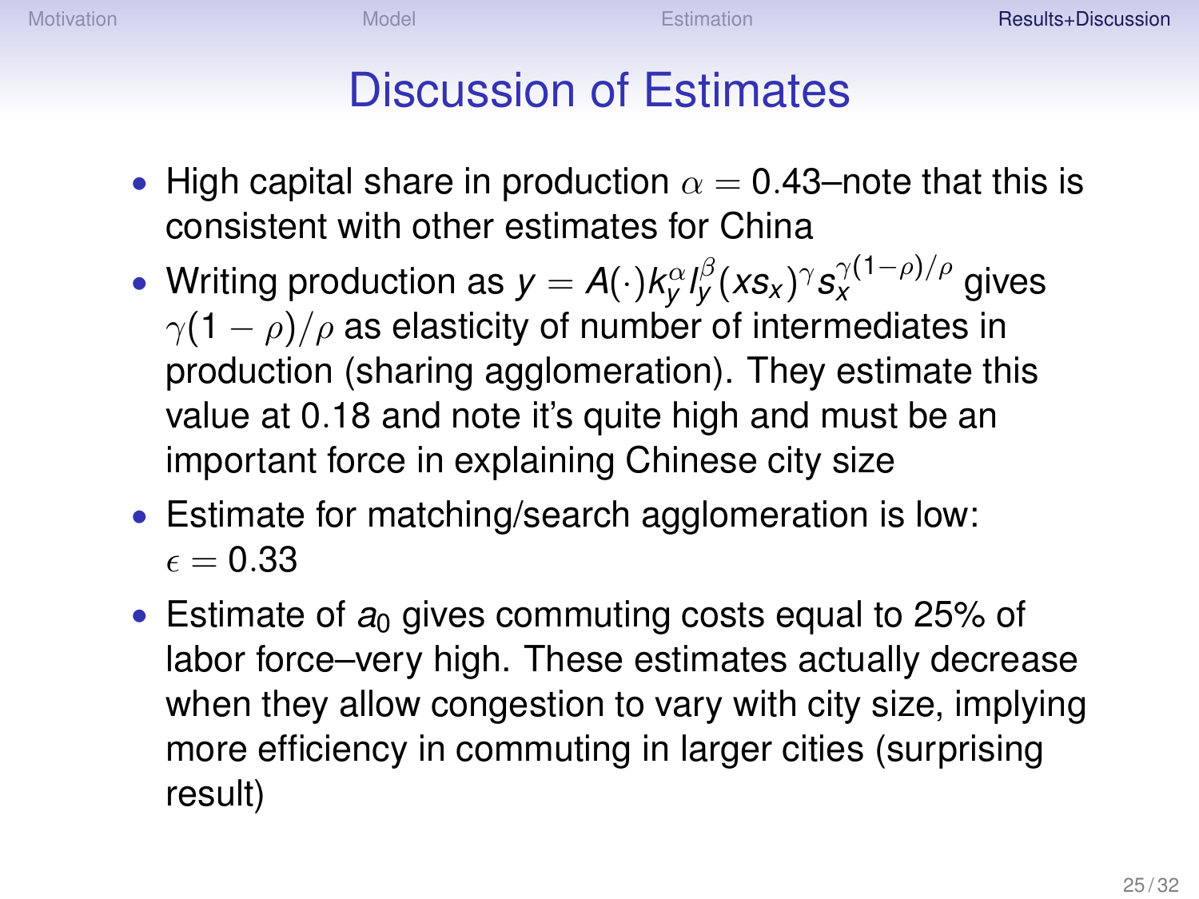# Discussion of Estimates

- High capital share in production $\alpha = 0.43$–note that this is consistent with other estimates for China
- Writing production as $y = A(\cdot)k_y^{\alpha} l_y^{\beta}(xs_x)^{\gamma} s_x^{\gamma(1-\rho)/\rho}$ gives $\gamma(1-\rho)/\rho$ as elasticity of number of intermediates in production (sharing agglomeration). They estimate this value at 0.18 and note it's quite high and must be an important force in explaining Chinese city size
- Estimate for matching/search agglomeration is low: $\epsilon = 0.33$
- Estimate of $a_0$ gives commuting costs equal to 25% of labor force–very high. These estimates actually decrease when they allow congestion to vary with city size, implying more efficiency in commuting in larger cities (surprising result)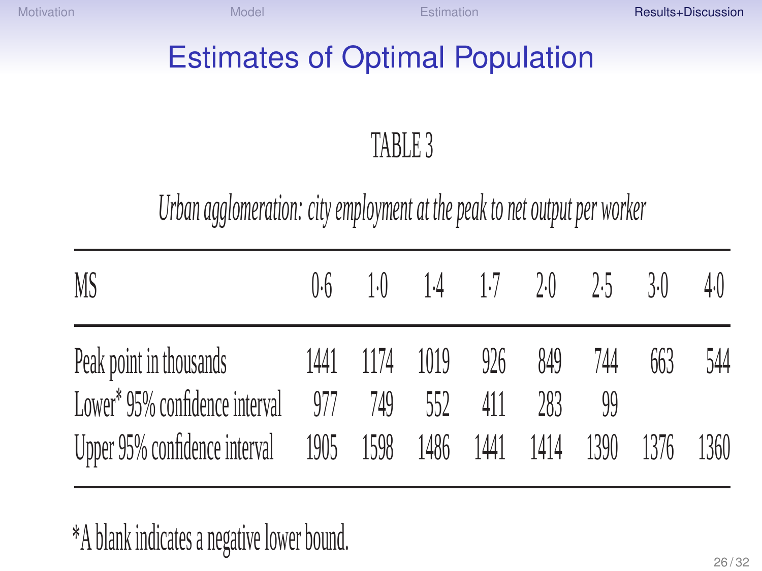# Estimates of Optimal Population

TABLE 3

*Urban agglomeration: city employment at the peak to net output per worker*

| MS | 0·6 | 1·0 | 1·4 | 1·7 | 2·0 | 2·5 | 3·0 | 4·0 |
|---|---|---|---|---|---|---|---|---|
| Peak point in thousands | 1441 | 1174 | 1019 | 926 | 849 | 744 | 663 | 544 |
| Lower* 95% confidence interval | 977 | 749 | 552 | 411 | 283 | 99 | | |
| Upper 95% confidence interval | 1905 | 1598 | 1486 | 1441 | 1414 | 1390 | 1376 | 1360 |

*A blank indicates a negative lower bound.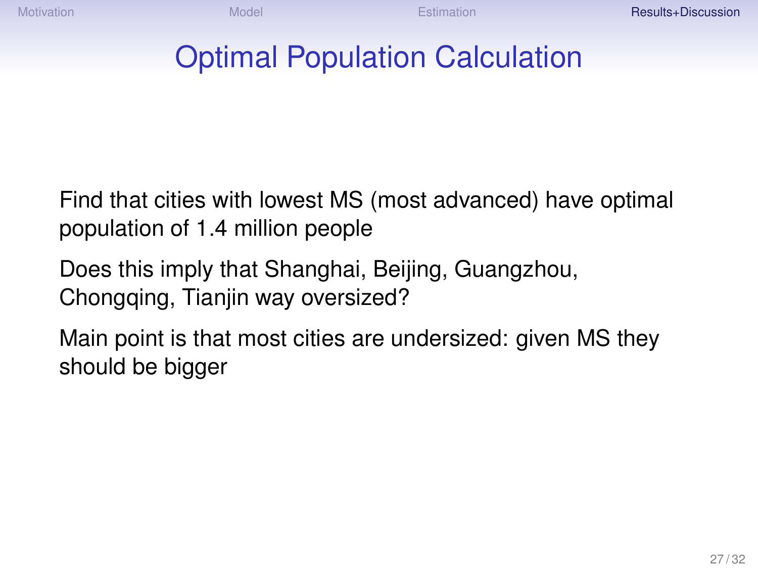# Optimal Population Calculation

Find that cities with lowest MS (most advanced) have optimal population of 1.4 million people

Does this imply that Shanghai, Beijing, Guangzhou, Chongqing, Tianjin way oversized?

Main point is that most cities are undersized: given MS they should be bigger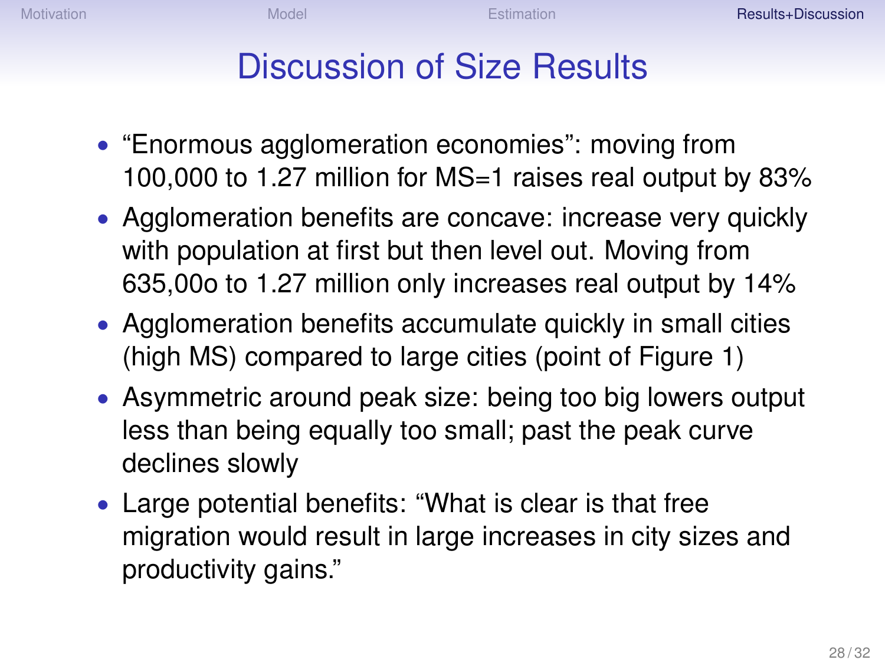# Discussion of Size Results

- "Enormous agglomeration economies": moving from 100,000 to 1.27 million for MS=1 raises real output by 83%
- Agglomeration benefits are concave: increase very quickly with population at first but then level out. Moving from 635,00o to 1.27 million only increases real output by 14%
- Agglomeration benefits accumulate quickly in small cities (high MS) compared to large cities (point of Figure 1)
- Asymmetric around peak size: being too big lowers output less than being equally too small; past the peak curve declines slowly
- Large potential benefits: "What is clear is that free migration would result in large increases in city sizes and productivity gains."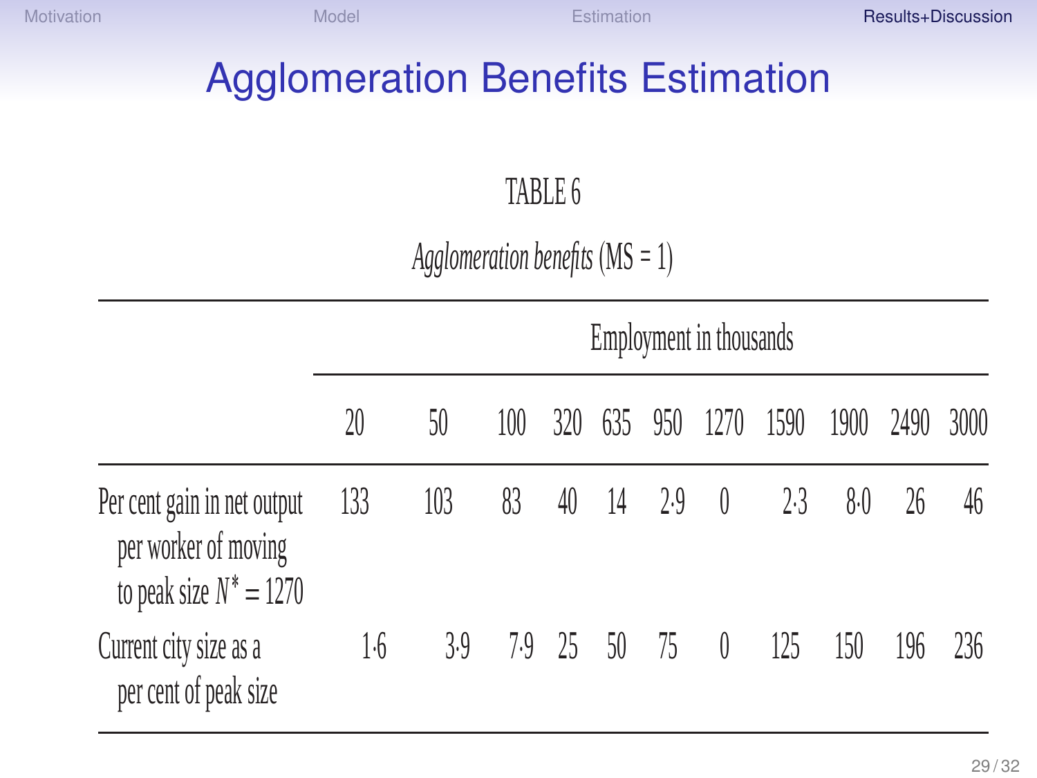# Agglomeration Benefits Estimation

TABLE 6

*Agglomeration benefits* (MS = 1)

| | Employment in thousands | | | | | | | | | | |
|---|---|---|---|---|---|---|---|---|---|---|---|
| | 20 | 50 | 100 | 320 | 635 | 950 | 1270 | 1590 | 1900 | 2490 | 3000 |
| Per cent gain in net output per worker of moving to peak size $N^* = 1270$ | 133 | 103 | 83 | 40 | 14 | 2·9 | 0 | 2·3 | 8·0 | 26 | 46 |
| Current city size as a per cent of peak size | 1·6 | 3·9 | 7·9 | 25 | 50 | 75 | 0 | 125 | 150 | 196 | 236 |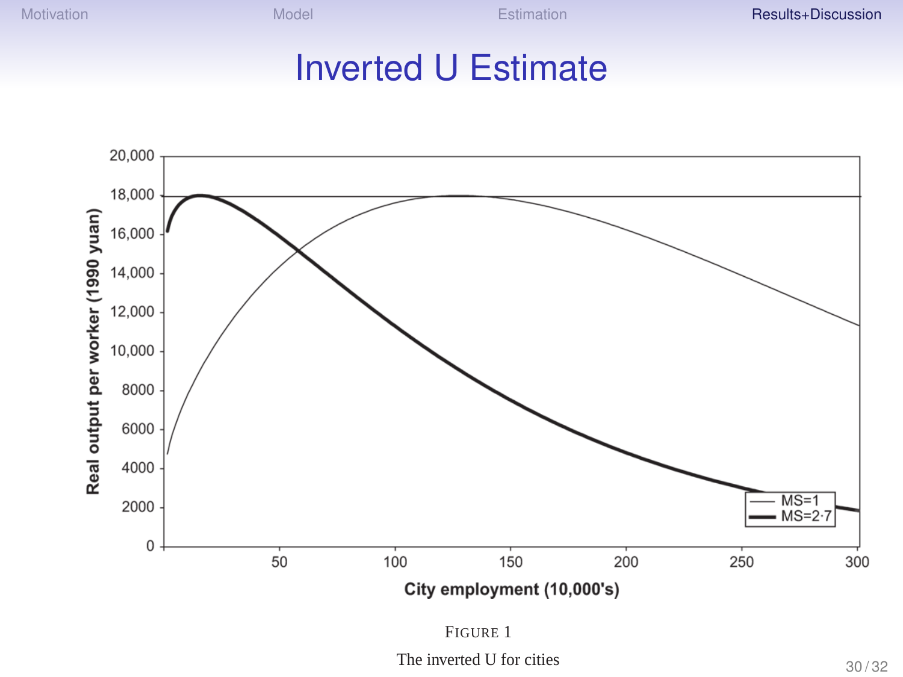# Inverted U Estimate

FIGURE 1

The inverted U for cities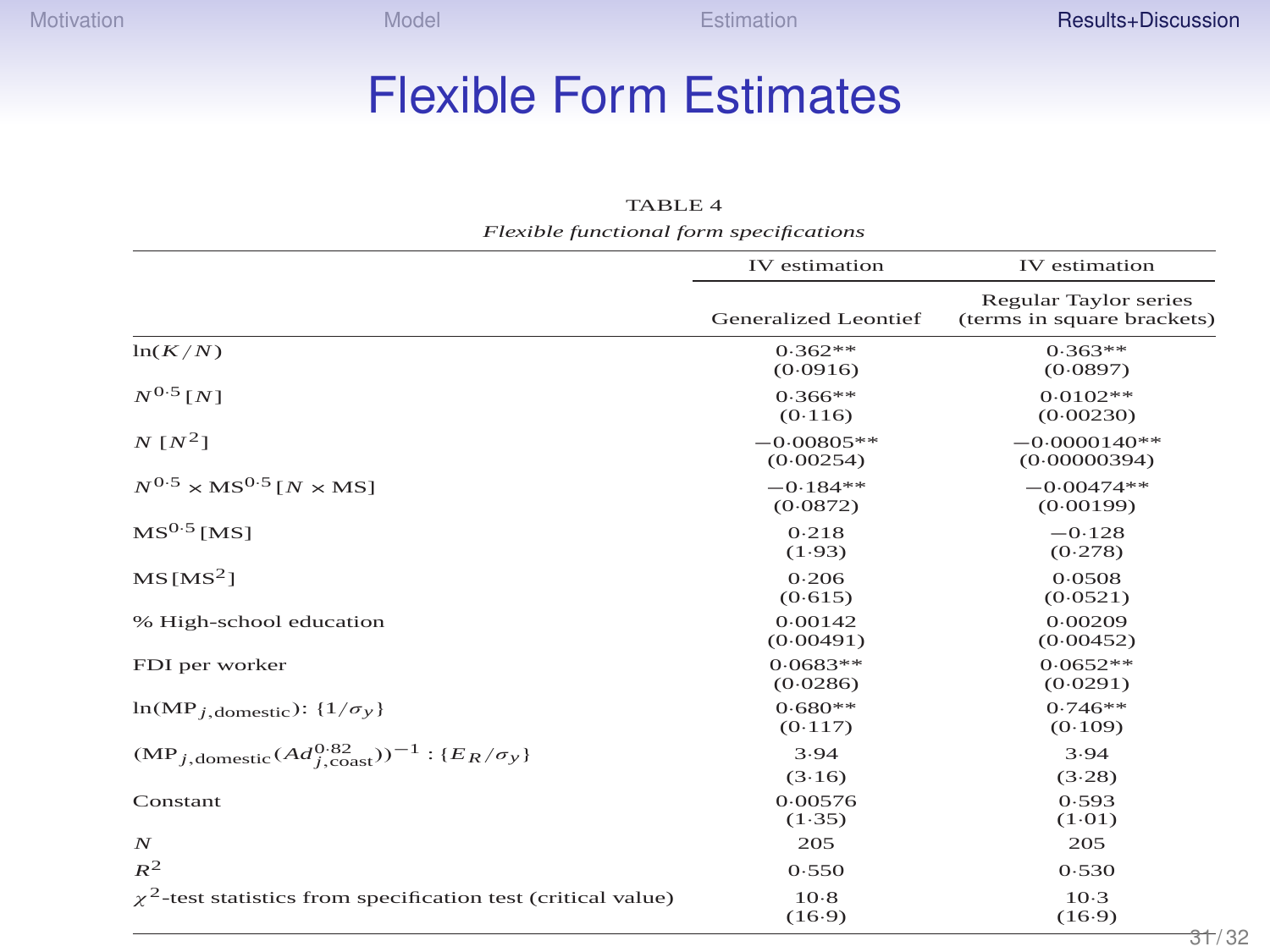# Flexible Form Estimates

TABLE 4

*Flexible functional form specifications*

| | IV estimation | IV estimation |
|---|---|---|
| | Generalized Leontief | Regular Taylor series (terms in square brackets) |
| $\ln(K/N)$ | 0·362** (0·0916) | 0·363** (0·0897) |
| $N^{0.5}$ [$N$] | 0·366** (0·116) | 0·0102** (0·00230) |
| $N$ [$N^2$] | −0·00805** (0·00254) | −0·0000140** (0·00000394) |
| $N^{0.5} \times \text{MS}^{0.5}$ [$N \times \text{MS}$] | −0·184** (0·0872) | −0·00474** (0·00199) |
| $\text{MS}^{0.5}$ [MS] | 0·218 (1·93) | −0·128 (0·278) |
| MS [$\text{MS}^2$] | 0·206 (0·615) | 0·0508 (0·0521) |
| % High-school education | 0·00142 (0·00491) | 0·00209 (0·00452) |
| FDI per worker | 0·0683** (0·0286) | 0·0652** (0·0291) |
| $\ln(\text{MP}_{j,\text{domestic}})$: $\{1/\sigma_y\}$ | 0·680** (0·117) | 0·746** (0·109) |
| $(\text{MP}_{j,\text{domestic}}(Ad^{0.82}_{j,\text{coast}}))^{-1}$ : $\{E_R/\sigma_y\}$ | 3·94 (3·16) | 3·94 (3·28) |
| Constant | 0·00576 (1·35) | 0·593 (1·01) |
| $N$ | 205 | 205 |
| $R^2$ | 0·550 | 0·530 |
| $\chi^2$-test statistics from specification test (critical value) | 10·8 (16·9) | 10·3 (16·9) |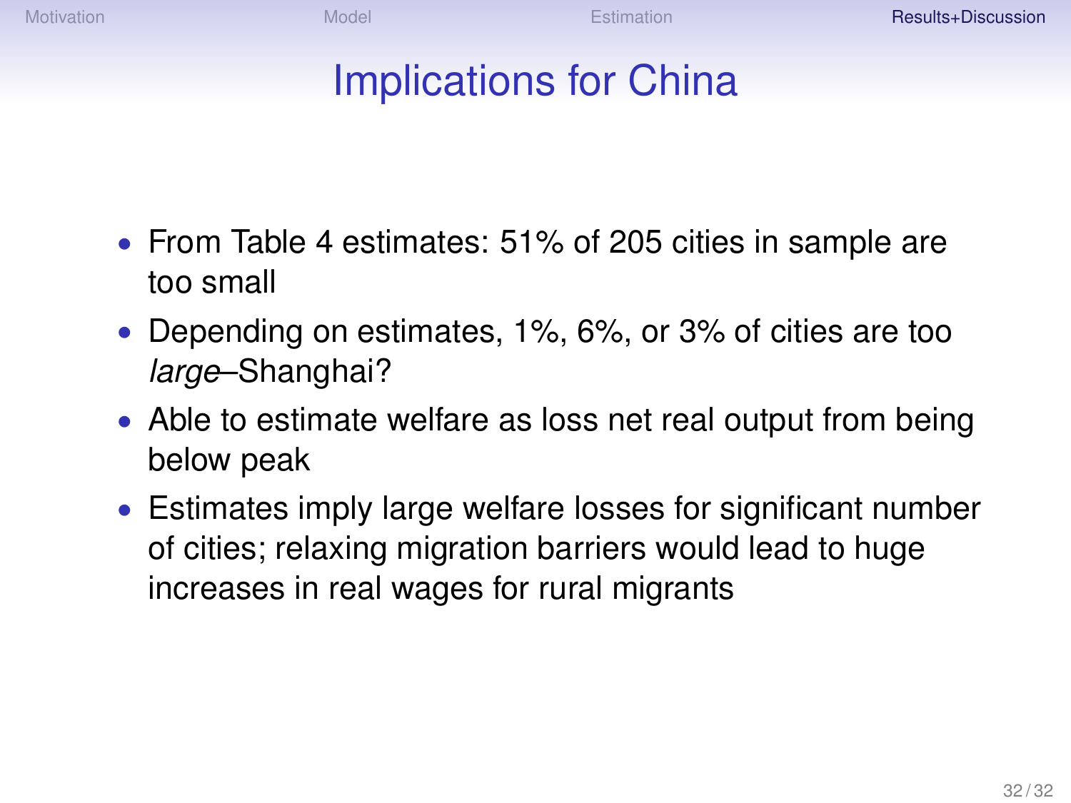# Implications for China

- From Table 4 estimates: 51% of 205 cities in sample are too small
- Depending on estimates, 1%, 6%, or 3% of cities are too *large*–Shanghai?
- Able to estimate welfare as loss net real output from being below peak
- Estimates imply large welfare losses for significant number of cities; relaxing migration barriers would lead to huge increases in real wages for rural migrants